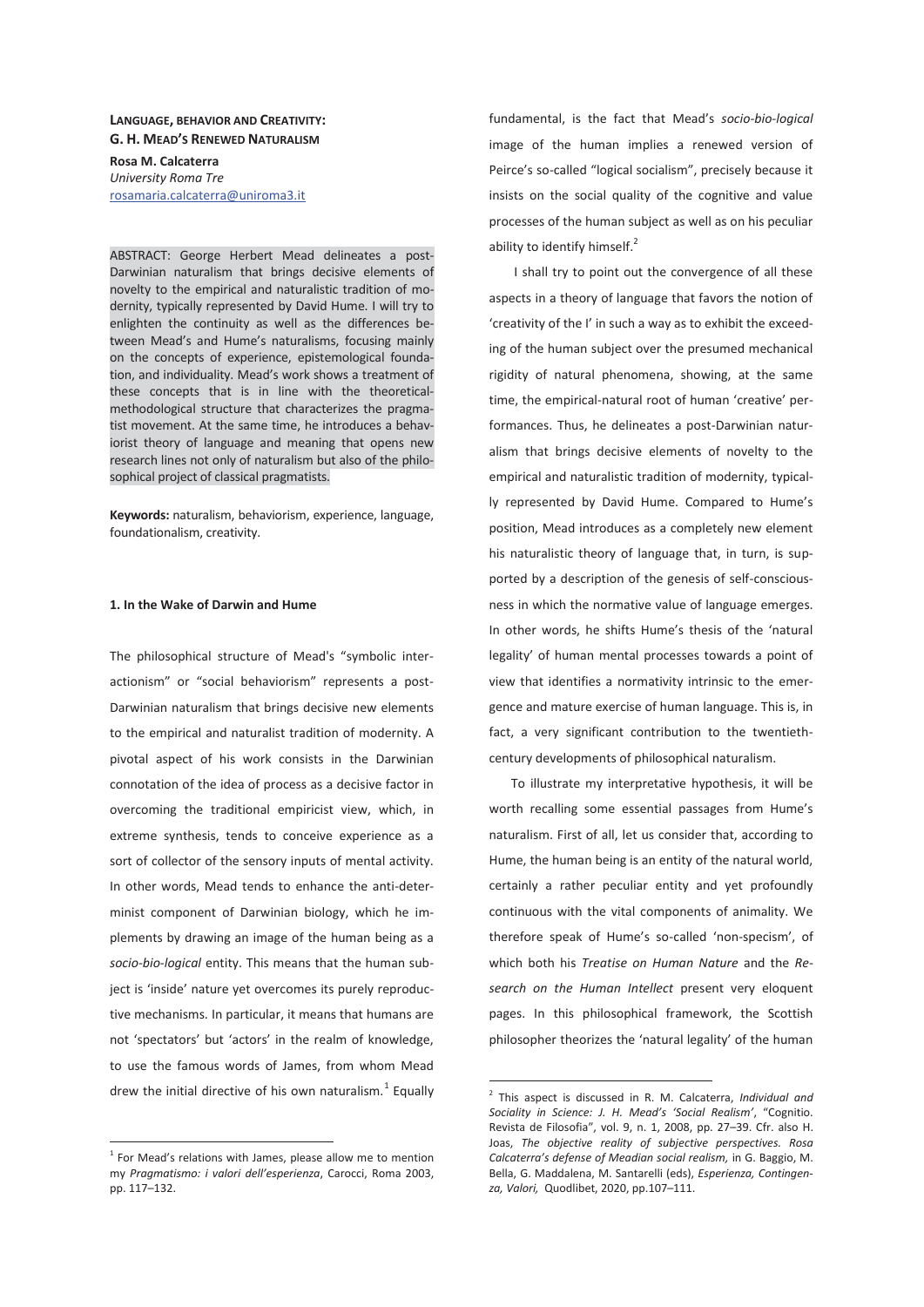# LANGUAGE, BEHAVIOR AND CREATIVITY: G. H. MEAD'S RENEWED NATURALISM

**Rosa M. Calcaterra**
*University Roma Tre*
rosamaria.calcaterra@uniroma3.it

ABSTRACT: George Herbert Mead delineates a post-Darwinian naturalism that brings decisive elements of novelty to the empirical and naturalistic tradition of modernity, typically represented by David Hume. I will try to enlighten the continuity as well as the differences between Mead's and Hume's naturalisms, focusing mainly on the concepts of experience, epistemological foundation, and individuality. Mead's work shows a treatment of these concepts that is in line with the theoretical-methodological structure that characterizes the pragmatist movement. At the same time, he introduces a behaviorist theory of language and meaning that opens new research lines not only of naturalism but also of the philosophical project of classical pragmatists.

**Keywords:** naturalism, behaviorism, experience, language, foundationalism, creativity.

## 1. In the Wake of Darwin and Hume

The philosophical structure of Mead's "symbolic interactionism" or "social behaviorism" represents a post-Darwinian naturalism that brings decisive new elements to the empirical and naturalist tradition of modernity. A pivotal aspect of his work consists in the Darwinian connotation of the idea of process as a decisive factor in overcoming the traditional empiricist view, which, in extreme synthesis, tends to conceive experience as a sort of collector of the sensory inputs of mental activity. In other words, Mead tends to enhance the anti-determinist component of Darwinian biology, which he implements by drawing an image of the human being as a *socio-bio-logical* entity. This means that the human subject is 'inside' nature yet overcomes its purely reproductive mechanisms. In particular, it means that humans are not 'spectators' but 'actors' in the realm of knowledge, to use the famous words of James, from whom Mead drew the initial directive of his own naturalism.[1] Equally fundamental, is the fact that Mead's *socio-bio-logical* image of the human implies a renewed version of Peirce's so-called "logical socialism", precisely because it insists on the social quality of the cognitive and value processes of the human subject as well as on his peculiar ability to identify himself.[2]

I shall try to point out the convergence of all these aspects in a theory of language that favors the notion of 'creativity of the I' in such a way as to exhibit the exceeding of the human subject over the presumed mechanical rigidity of natural phenomena, showing, at the same time, the empirical-natural root of human 'creative' performances. Thus, he delineates a post-Darwinian naturalism that brings decisive elements of novelty to the empirical and naturalistic tradition of modernity, typically represented by David Hume. Compared to Hume's position, Mead introduces as a completely new element his naturalistic theory of language that, in turn, is supported by a description of the genesis of self-consciousness in which the normative value of language emerges. In other words, he shifts Hume's thesis of the 'natural legality' of human mental processes towards a point of view that identifies a normativity intrinsic to the emergence and mature exercise of human language. This is, in fact, a very significant contribution to the twentieth-century developments of philosophical naturalism.

To illustrate my interpretative hypothesis, it will be worth recalling some essential passages from Hume's naturalism. First of all, let us consider that, according to Hume, the human being is an entity of the natural world, certainly a rather peculiar entity and yet profoundly continuous with the vital components of animality. We therefore speak of Hume's so-called 'non-specism', of which both his *Treatise on Human Nature* and the *Research on the Human Intellect* present very eloquent pages. In this philosophical framework, the Scottish philosopher theorizes the 'natural legality' of the human

---

[1] For Mead's relations with James, please allow me to mention my *Pragmatismo: i valori dell'esperienza*, Carocci, Roma 2003, pp. 117–132.

[2] This aspect is discussed in R. M. Calcaterra, *Individual and Sociality in Science: J. H. Mead's 'Social Realism'*, "Cognitio. Revista de Filosofia", vol. 9, n. 1, 2008, pp. 27–39. Cfr. also H. Joas, *The objective reality of subjective perspectives. Rosa Calcaterra's defense of Meadian social realism,* in G. Baggio, M. Bella, G. Maddalena, M. Santarelli (eds), *Esperienza, Contingenza, Valori,* Quodlibet, 2020, pp.107–111.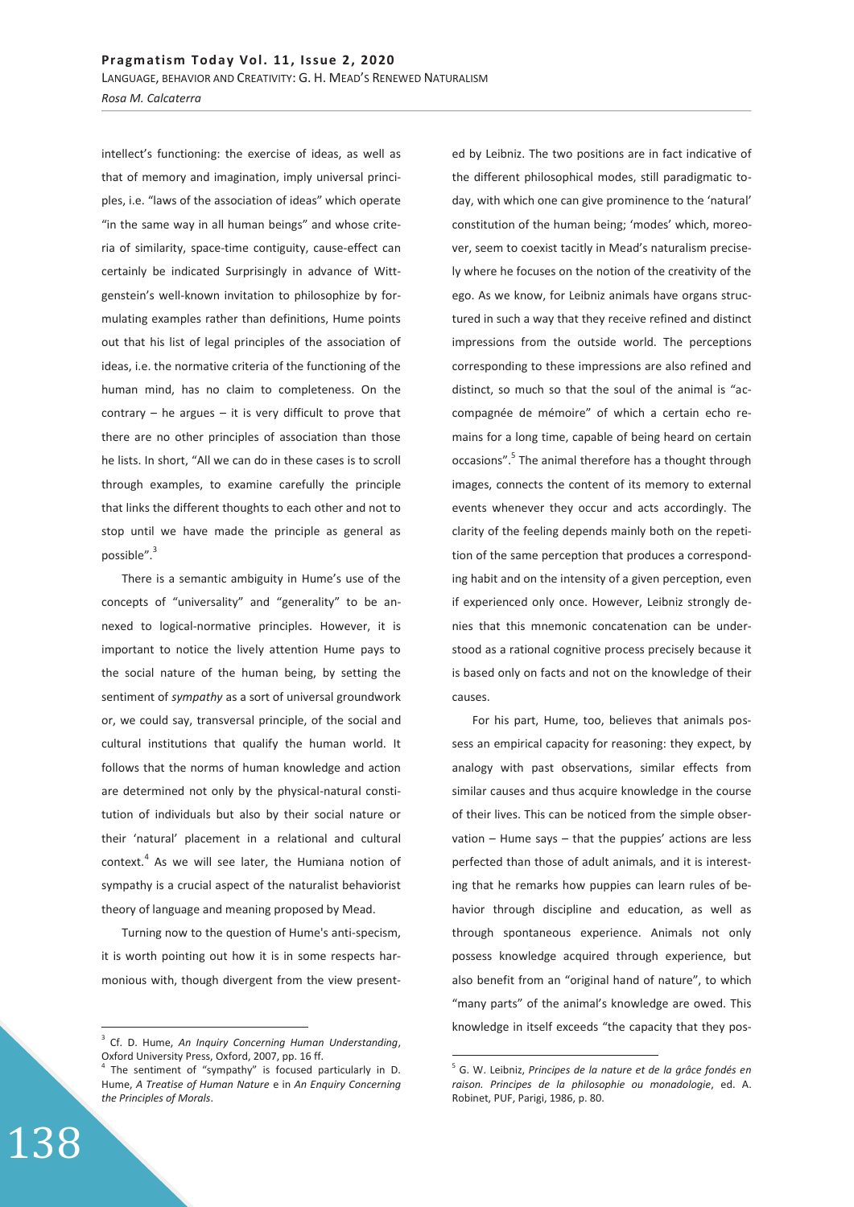intellect's functioning: the exercise of ideas, as well as that of memory and imagination, imply universal principles, i.e. "laws of the association of ideas" which operate "in the same way in all human beings" and whose criteria of similarity, space-time contiguity, cause-effect can certainly be indicated Surprisingly in advance of Wittgenstein's well-known invitation to philosophize by formulating examples rather than definitions, Hume points out that his list of legal principles of the association of ideas, i.e. the normative criteria of the functioning of the human mind, has no claim to completeness. On the contrary – he argues – it is very difficult to prove that there are no other principles of association than those he lists. In short, "All we can do in these cases is to scroll through examples, to examine carefully the principle that links the different thoughts to each other and not to stop until we have made the principle as general as possible".[3]

There is a semantic ambiguity in Hume's use of the concepts of "universality" and "generality" to be annexed to logical-normative principles. However, it is important to notice the lively attention Hume pays to the social nature of the human being, by setting the sentiment of *sympathy* as a sort of universal groundwork or, we could say, transversal principle, of the social and cultural institutions that qualify the human world. It follows that the norms of human knowledge and action are determined not only by the physical-natural constitution of individuals but also by their social nature or their 'natural' placement in a relational and cultural context.[4] As we will see later, the Humiana notion of sympathy is a crucial aspect of the naturalist behaviorist theory of language and meaning proposed by Mead.

Turning now to the question of Hume's anti-specism, it is worth pointing out how it is in some respects harmonious with, though divergent from the view presented by Leibniz. The two positions are in fact indicative of the different philosophical modes, still paradigmatic today, with which one can give prominence to the 'natural' constitution of the human being; 'modes' which, moreover, seem to coexist tacitly in Mead's naturalism precisely where he focuses on the notion of the creativity of the ego. As we know, for Leibniz animals have organs structured in such a way that they receive refined and distinct impressions from the outside world. The perceptions corresponding to these impressions are also refined and distinct, so much so that the soul of the animal is "accompagnée de mémoire" of which a certain echo remains for a long time, capable of being heard on certain occasions".[5] The animal therefore has a thought through images, connects the content of its memory to external events whenever they occur and acts accordingly. The clarity of the feeling depends mainly both on the repetition of the same perception that produces a corresponding habit and on the intensity of a given perception, even if experienced only once. However, Leibniz strongly denies that this mnemonic concatenation can be understood as a rational cognitive process precisely because it is based only on facts and not on the knowledge of their causes.

For his part, Hume, too, believes that animals possess an empirical capacity for reasoning: they expect, by analogy with past observations, similar effects from similar causes and thus acquire knowledge in the course of their lives. This can be noticed from the simple observation – Hume says – that the puppies' actions are less perfected than those of adult animals, and it is interesting that he remarks how puppies can learn rules of behavior through discipline and education, as well as through spontaneous experience. Animals not only possess knowledge acquired through experience, but also benefit from an "original hand of nature", to which "many parts" of the animal's knowledge are owed. This knowledge in itself exceeds "the capacity that they pos-

---

[3] Cf. D. Hume, *An Inquiry Concerning Human Understanding*, Oxford University Press, Oxford, 2007, pp. 16 ff.

[4] The sentiment of "sympathy" is focused particularly in D. Hume, *A Treatise of Human Nature* e in *An Enquiry Concerning the Principles of Morals*.

[5] G. W. Leibniz, *Principes de la nature et de la grâce fondés en raison. Principes de la philosophie ou monadologie*, ed. A. Robinet, PUF, Parigi, 1986, p. 80.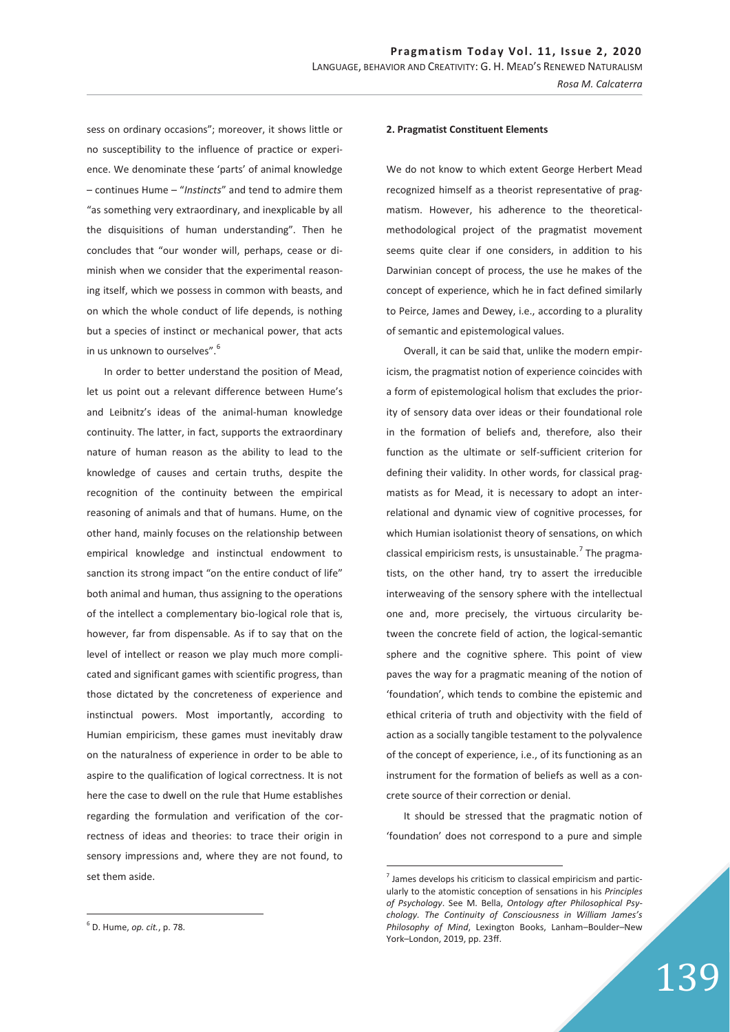sess on ordinary occasions"; moreover, it shows little or no susceptibility to the influence of practice or experience. We denominate these 'parts' of animal knowledge – continues Hume – "*Instincts*" and tend to admire them "as something very extraordinary, and inexplicable by all the disquisitions of human understanding". Then he concludes that "our wonder will, perhaps, cease or diminish when we consider that the experimental reasoning itself, which we possess in common with beasts, and on which the whole conduct of life depends, is nothing but a species of instinct or mechanical power, that acts in us unknown to ourselves".[6]

In order to better understand the position of Mead, let us point out a relevant difference between Hume's and Leibnitz's ideas of the animal-human knowledge continuity. The latter, in fact, supports the extraordinary nature of human reason as the ability to lead to the knowledge of causes and certain truths, despite the recognition of the continuity between the empirical reasoning of animals and that of humans. Hume, on the other hand, mainly focuses on the relationship between empirical knowledge and instinctual endowment to sanction its strong impact "on the entire conduct of life" both animal and human, thus assigning to the operations of the intellect a complementary bio-logical role that is, however, far from dispensable. As if to say that on the level of intellect or reason we play much more complicated and significant games with scientific progress, than those dictated by the concreteness of experience and instinctual powers. Most importantly, according to Humian empiricism, these games must inevitably draw on the naturalness of experience in order to be able to aspire to the qualification of logical correctness. It is not here the case to dwell on the rule that Hume establishes regarding the formulation and verification of the correctness of ideas and theories: to trace their origin in sensory impressions and, where they are not found, to set them aside.

## 2. Pragmatist Constituent Elements

We do not know to which extent George Herbert Mead recognized himself as a theorist representative of pragmatism. However, his adherence to the theoretical-methodological project of the pragmatist movement seems quite clear if one considers, in addition to his Darwinian concept of process, the use he makes of the concept of experience, which he in fact defined similarly to Peirce, James and Dewey, i.e., according to a plurality of semantic and epistemological values.

Overall, it can be said that, unlike the modern empiricism, the pragmatist notion of experience coincides with a form of epistemological holism that excludes the priority of sensory data over ideas or their foundational role in the formation of beliefs and, therefore, also their function as the ultimate or self-sufficient criterion for defining their validity. In other words, for classical pragmatists as for Mead, it is necessary to adopt an interrelational and dynamic view of cognitive processes, for which Humian isolationist theory of sensations, on which classical empiricism rests, is unsustainable.[7] The pragmatists, on the other hand, try to assert the irreducible interweaving of the sensory sphere with the intellectual one and, more precisely, the virtuous circularity between the concrete field of action, the logical-semantic sphere and the cognitive sphere. This point of view paves the way for a pragmatic meaning of the notion of 'foundation', which tends to combine the epistemic and ethical criteria of truth and objectivity with the field of action as a socially tangible testament to the polyvalence of the concept of experience, i.e., of its functioning as an instrument for the formation of beliefs as well as a concrete source of their correction or denial.

It should be stressed that the pragmatic notion of 'foundation' does not correspond to a pure and simple

---

[6] D. Hume, *op. cit.*, p. 78.

[7] James develops his criticism to classical empiricism and particularly to the atomistic conception of sensations in his *Principles of Psychology*. See M. Bella, *Ontology after Philosophical Psychology. The Continuity of Consciousness in William James's Philosophy of Mind*, Lexington Books, Lanham–Boulder–New York–London, 2019, pp. 23ff.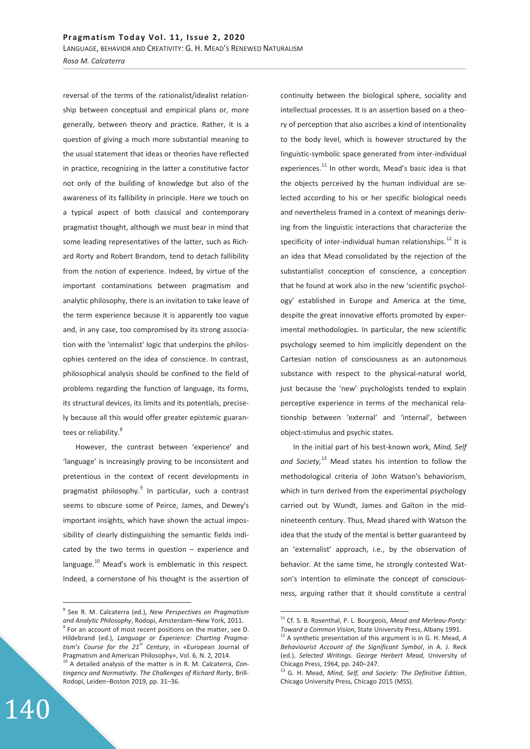reversal of the terms of the rationalist/idealist relationship between conceptual and empirical plans or, more generally, between theory and practice. Rather, it is a question of giving a much more substantial meaning to the usual statement that ideas or theories have reflected in practice, recognizing in the latter a constitutive factor not only of the building of knowledge but also of the awareness of its fallibility in principle. Here we touch on a typical aspect of both classical and contemporary pragmatist thought, although we must bear in mind that some leading representatives of the latter, such as Richard Rorty and Robert Brandom, tend to detach fallibility from the notion of experience. Indeed, by virtue of the important contaminations between pragmatism and analytic philosophy, there is an invitation to take leave of the term experience because it is apparently too vague and, in any case, too compromised by its strong association with the 'internalist' logic that underpins the philosophies centered on the idea of conscience. In contrast, philosophical analysis should be confined to the field of problems regarding the function of language, its forms, its structural devices, its limits and its potentials, precisely because all this would offer greater epistemic guarantees or reliability.[8]

However, the contrast between 'experience' and 'language' is increasingly proving to be inconsistent and pretentious in the context of recent developments in pragmatist philosophy.[9] In particular, such a contrast seems to obscure some of Peirce, James, and Dewey's important insights, which have shown the actual impossibility of clearly distinguishing the semantic fields indicated by the two terms in question – experience and language.[10] Mead's work is emblematic in this respect. Indeed, a cornerstone of his thought is the assertion of continuity between the biological sphere, sociality and intellectual processes. It is an assertion based on a theory of perception that also ascribes a kind of intentionality to the body level, which is however structured by the linguistic-symbolic space generated from inter-individual experiences.[11] In other words, Mead's basic idea is that the objects perceived by the human individual are selected according to his or her specific biological needs and nevertheless framed in a context of meanings deriving from the linguistic interactions that characterize the specificity of inter-individual human relationships.[12] It is an idea that Mead consolidated by the rejection of the substantialist conception of conscience, a conception that he found at work also in the new 'scientific psychology' established in Europe and America at the time, despite the great innovative efforts promoted by experimental methodologies. In particular, the new scientific psychology seemed to him implicitly dependent on the Cartesian notion of consciousness as an autonomous substance with respect to the physical-natural world, just because the 'new' psychologists tended to explain perceptive experience in terms of the mechanical relationship between 'external' and 'internal', between object-stimulus and psychic states.

In the initial part of his best-known work, *Mind, Self and Society,*[13] Mead states his intention to follow the methodological criteria of John Watson's behaviorism, which in turn derived from the experimental psychology carried out by Wundt, James and Galton in the mid-nineteenth century. Thus, Mead shared with Watson the idea that the study of the mental is better guaranteed by an 'externalist' approach, i.e., by the observation of behavior. At the same time, he strongly contested Watson's intention to eliminate the concept of consciousness, arguing rather that it should constitute a central

---

[8] See R. M. Calcaterra (ed.), *New Perspectives on Pragmatism and Analytic Philosophy*, Rodopi, Amsterdam–New York, 2011.

[9] For an account of most recent positions on the matter, see D. Hildebrand (ed.), *Language or Experience: Charting Pragmatism's Course for the 21st Century*, in «European Journal of Pragmatism and American Philosophy», Vol. 6, N. 2, 2014.

[10] A detailed analysis of the matter is in R. M. Calcaterra, *Contingency and Normativity. The Challenges of Richard Rorty*, Brill-Rodopi, Leiden–Boston 2019, pp. 31–36.

[11] Cf. S. B. Rosenthal, P. L. Bourgeois, *Mead and Merleau-Ponty: Toward a Common Vision*, State University Press, Albany 1991.

[12] A synthetic presentation of this argument is in G. H. Mead, *A Behaviourist Account of the Significant Symbol*, in A. J. Reck (ed.), *Selected Writings. George Herbert Mead*, University of Chicago Press, 1964, pp. 240–247.

[13] G. H. Mead, *Mind, Self, and Society: The Definitive Edition*, Chicago University Press, Chicago 2015 (MSS).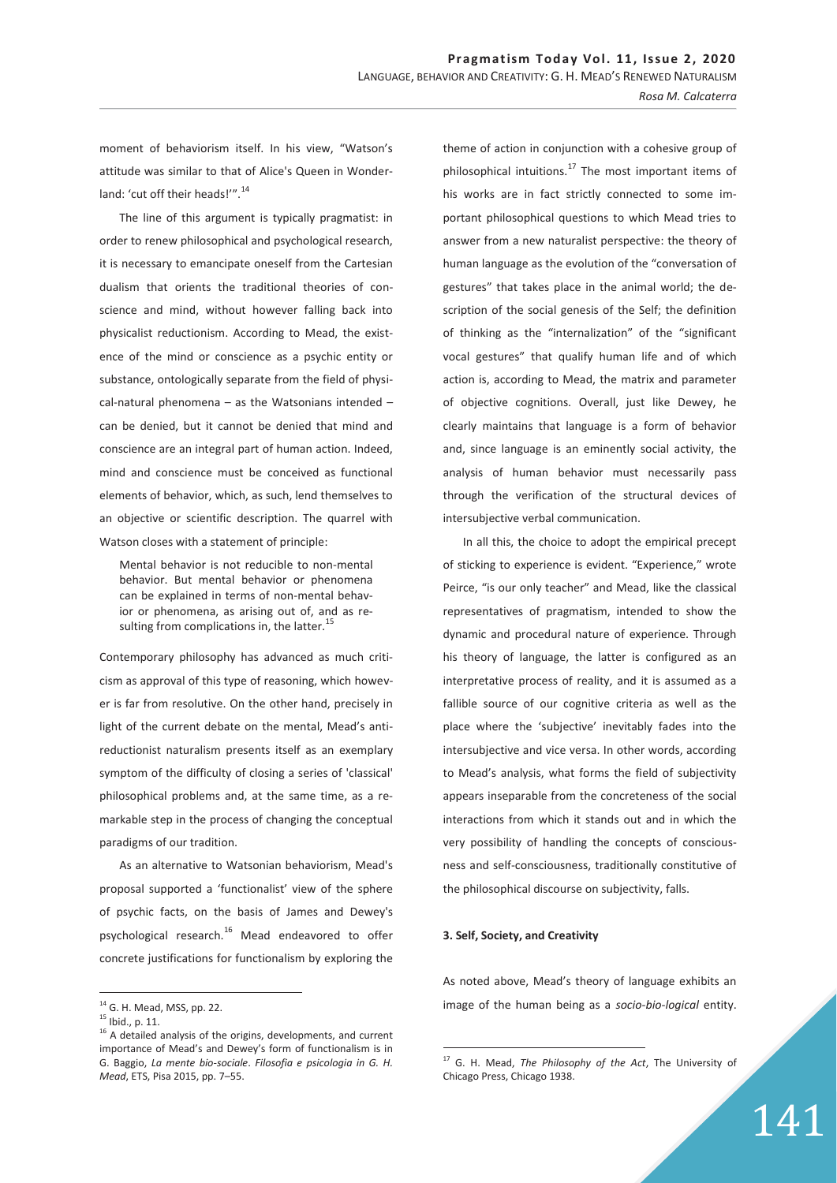moment of behaviorism itself. In his view, "Watson's attitude was similar to that of Alice's Queen in Wonderland: 'cut off their heads!'".[14]

The line of this argument is typically pragmatist: in order to renew philosophical and psychological research, it is necessary to emancipate oneself from the Cartesian dualism that orients the traditional theories of conscience and mind, without however falling back into physicalist reductionism. According to Mead, the existence of the mind or conscience as a psychic entity or substance, ontologically separate from the field of physical-natural phenomena – as the Watsonians intended – can be denied, but it cannot be denied that mind and conscience are an integral part of human action. Indeed, mind and conscience must be conceived as functional elements of behavior, which, as such, lend themselves to an objective or scientific description. The quarrel with Watson closes with a statement of principle:

> Mental behavior is not reducible to non-mental behavior. But mental behavior or phenomena can be explained in terms of non-mental behavior or phenomena, as arising out of, and as resulting from complications in, the latter.[15]

Contemporary philosophy has advanced as much criticism as approval of this type of reasoning, which however is far from resolutive. On the other hand, precisely in light of the current debate on the mental, Mead's anti-reductionist naturalism presents itself as an exemplary symptom of the difficulty of closing a series of 'classical' philosophical problems and, at the same time, as a remarkable step in the process of changing the conceptual paradigms of our tradition.

As an alternative to Watsonian behaviorism, Mead's proposal supported a 'functionalist' view of the sphere of psychic facts, on the basis of James and Dewey's psychological research.[16] Mead endeavored to offer concrete justifications for functionalism by exploring the theme of action in conjunction with a cohesive group of philosophical intuitions.[17] The most important items of his works are in fact strictly connected to some important philosophical questions to which Mead tries to answer from a new naturalist perspective: the theory of human language as the evolution of the "conversation of gestures" that takes place in the animal world; the description of the social genesis of the Self; the definition of thinking as the "internalization" of the "significant vocal gestures" that qualify human life and of which action is, according to Mead, the matrix and parameter of objective cognitions. Overall, just like Dewey, he clearly maintains that language is a form of behavior and, since language is an eminently social activity, the analysis of human behavior must necessarily pass through the verification of the structural devices of intersubjective verbal communication.

In all this, the choice to adopt the empirical precept of sticking to experience is evident. "Experience," wrote Peirce, "is our only teacher" and Mead, like the classical representatives of pragmatism, intended to show the dynamic and procedural nature of experience. Through his theory of language, the latter is configured as an interpretative process of reality, and it is assumed as a fallible source of our cognitive criteria as well as the place where the 'subjective' inevitably fades into the intersubjective and vice versa. In other words, according to Mead's analysis, what forms the field of subjectivity appears inseparable from the concreteness of the social interactions from which it stands out and in which the very possibility of handling the concepts of consciousness and self-consciousness, traditionally constitutive of the philosophical discourse on subjectivity, falls.

### 3. Self, Society, and Creativity

As noted above, Mead's theory of language exhibits an image of the human being as a *socio-bio-logical* entity.

---

[14] G. H. Mead, MSS, pp. 22.

[15] Ibid., p. 11.

[16] A detailed analysis of the origins, developments, and current importance of Mead's and Dewey's form of functionalism is in G. Baggio, *La mente bio-sociale. Filosofia e psicologia in G. H. Mead*, ETS, Pisa 2015, pp. 7–55.

[17] G. H. Mead, *The Philosophy of the Act*, The University of Chicago Press, Chicago 1938.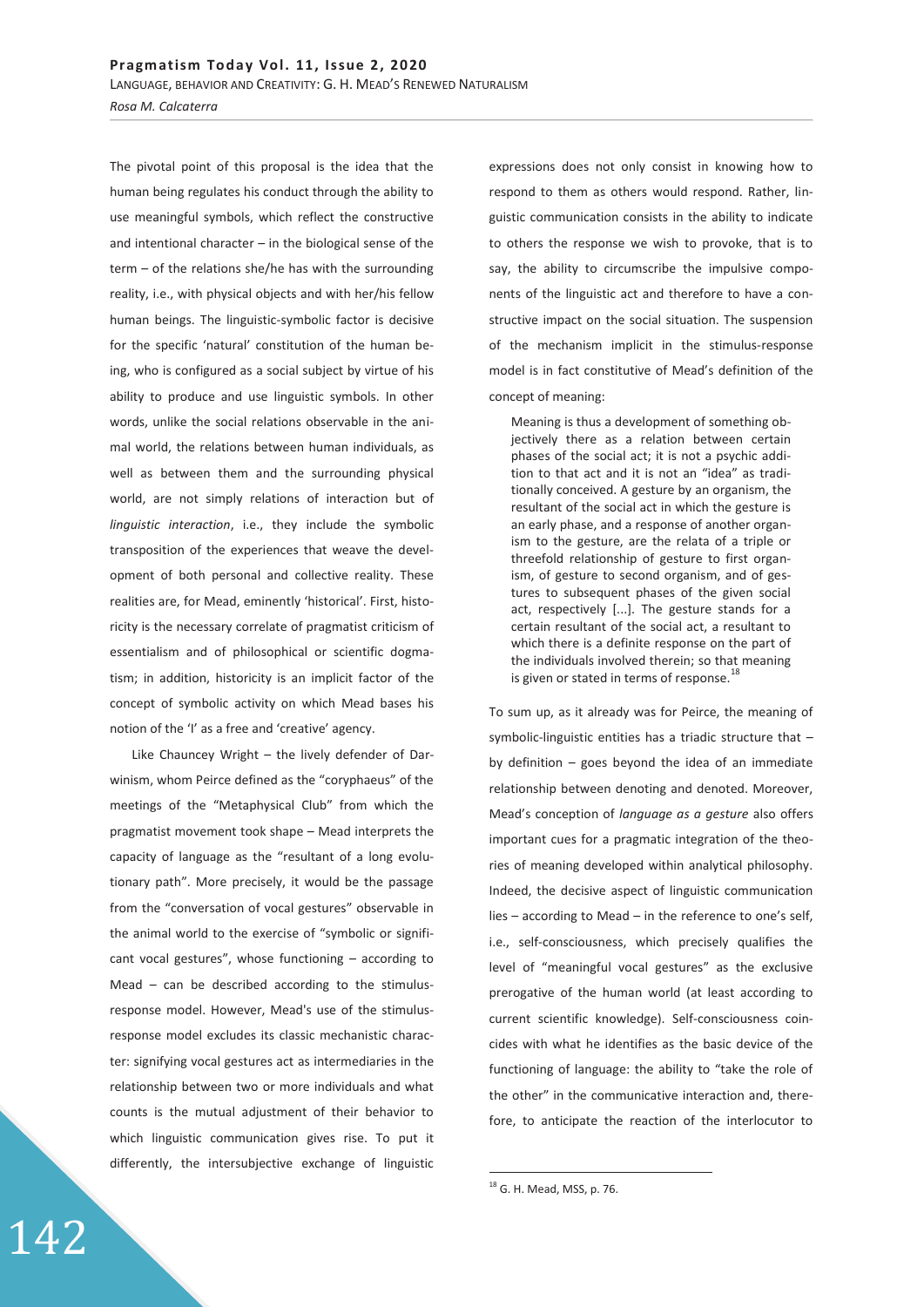The pivotal point of this proposal is the idea that the human being regulates his conduct through the ability to use meaningful symbols, which reflect the constructive and intentional character – in the biological sense of the term – of the relations she/he has with the surrounding reality, i.e., with physical objects and with her/his fellow human beings. The linguistic-symbolic factor is decisive for the specific 'natural' constitution of the human being, who is configured as a social subject by virtue of his ability to produce and use linguistic symbols. In other words, unlike the social relations observable in the animal world, the relations between human individuals, as well as between them and the surrounding physical world, are not simply relations of interaction but of *linguistic interaction*, i.e., they include the symbolic transposition of the experiences that weave the development of both personal and collective reality. These realities are, for Mead, eminently 'historical'. First, historicity is the necessary correlate of pragmatist criticism of essentialism and of philosophical or scientific dogmatism; in addition, historicity is an implicit factor of the concept of symbolic activity on which Mead bases his notion of the 'I' as a free and 'creative' agency.

Like Chauncey Wright – the lively defender of Darwinism, whom Peirce defined as the "coryphaeus" of the meetings of the "Metaphysical Club" from which the pragmatist movement took shape – Mead interprets the capacity of language as the "resultant of a long evolutionary path". More precisely, it would be the passage from the "conversation of vocal gestures" observable in the animal world to the exercise of "symbolic or significant vocal gestures", whose functioning – according to Mead – can be described according to the stimulus-response model. However, Mead's use of the stimulus-response model excludes its classic mechanistic character: signifying vocal gestures act as intermediaries in the relationship between two or more individuals and what counts is the mutual adjustment of their behavior to which linguistic communication gives rise. To put it differently, the intersubjective exchange of linguistic expressions does not only consist in knowing how to respond to them as others would respond. Rather, linguistic communication consists in the ability to indicate to others the response we wish to provoke, that is to say, the ability to circumscribe the impulsive components of the linguistic act and therefore to have a constructive impact on the social situation. The suspension of the mechanism implicit in the stimulus-response model is in fact constitutive of Mead's definition of the concept of meaning:

> Meaning is thus a development of something objectively there as a relation between certain phases of the social act; it is not a psychic addition to that act and it is not an "idea" as traditionally conceived. A gesture by an organism, the resultant of the social act in which the gesture is an early phase, and a response of another organism to the gesture, are the relata of a triple or threefold relationship of gesture to first organism, of gesture to second organism, and of gestures to subsequent phases of the given social act, respectively [...]. The gesture stands for a certain resultant of the social act, a resultant to which there is a definite response on the part of the individuals involved therein; so that meaning is given or stated in terms of response.[18]

To sum up, as it already was for Peirce, the meaning of symbolic-linguistic entities has a triadic structure that – by definition – goes beyond the idea of an immediate relationship between denoting and denoted. Moreover, Mead's conception of *language as a gesture* also offers important cues for a pragmatic integration of the theories of meaning developed within analytical philosophy. Indeed, the decisive aspect of linguistic communication lies – according to Mead – in the reference to one's self, i.e., self-consciousness, which precisely qualifies the level of "meaningful vocal gestures" as the exclusive prerogative of the human world (at least according to current scientific knowledge). Self-consciousness coincides with what he identifies as the basic device of the functioning of language: the ability to "take the role of the other" in the communicative interaction and, therefore, to anticipate the reaction of the interlocutor to

---

[18] G. H. Mead, MSS, p. 76.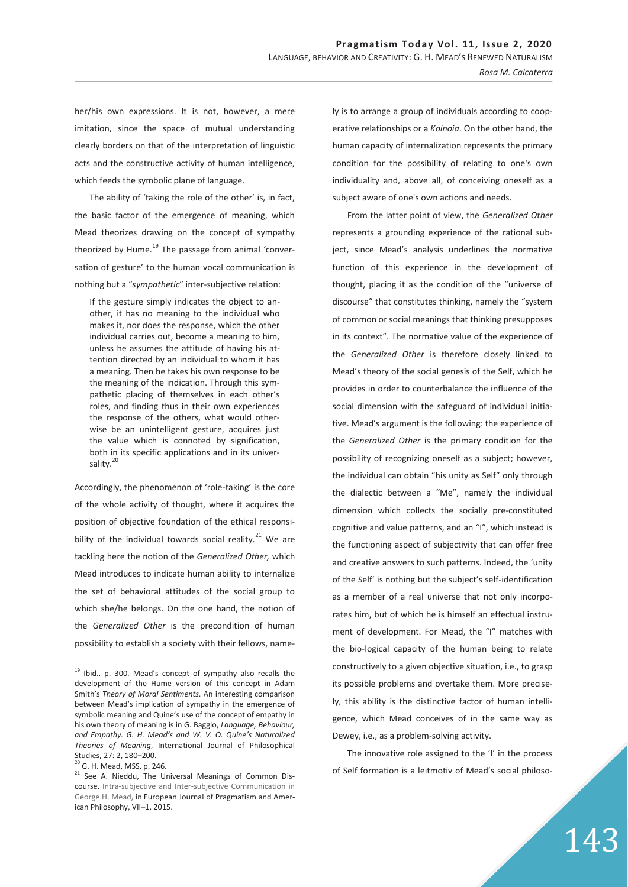her/his own expressions. It is not, however, a mere imitation, since the space of mutual understanding clearly borders on that of the interpretation of linguistic acts and the constructive activity of human intelligence, which feeds the symbolic plane of language.

The ability of 'taking the role of the other' is, in fact, the basic factor of the emergence of meaning, which Mead theorizes drawing on the concept of sympathy theorized by Hume.[19] The passage from animal 'conversation of gesture' to the human vocal communication is nothing but a "*sympathetic*" inter-subjective relation:

> If the gesture simply indicates the object to another, it has no meaning to the individual who makes it, nor does the response, which the other individual carries out, become a meaning to him, unless he assumes the attitude of having his attention directed by an individual to whom it has a meaning. Then he takes his own response to be the meaning of the indication. Through this sympathetic placing of themselves in each other's roles, and finding thus in their own experiences the response of the others, what would otherwise be an unintelligent gesture, acquires just the value which is connoted by signification, both in its specific applications and in its universality.[20]

Accordingly, the phenomenon of 'role-taking' is the core of the whole activity of thought, where it acquires the position of objective foundation of the ethical responsibility of the individual towards social reality.[21] We are tackling here the notion of the *Generalized Other,* which Mead introduces to indicate human ability to internalize the set of behavioral attitudes of the social group to which she/he belongs. On the one hand, the notion of the *Generalized Other* is the precondition of human possibility to establish a society with their fellows, namely is to arrange a group of individuals according to cooperative relationships or a *Koinoia*. On the other hand, the human capacity of internalization represents the primary condition for the possibility of relating to one's own individuality and, above all, of conceiving oneself as a subject aware of one's own actions and needs.

From the latter point of view, the *Generalized Other* represents a grounding experience of the rational subject, since Mead's analysis underlines the normative function of this experience in the development of thought, placing it as the condition of the "universe of discourse" that constitutes thinking, namely the "system of common or social meanings that thinking presupposes in its context". The normative value of the experience of the *Generalized Other* is therefore closely linked to Mead's theory of the social genesis of the Self, which he provides in order to counterbalance the influence of the social dimension with the safeguard of individual initiative. Mead's argument is the following: the experience of the *Generalized Other* is the primary condition for the possibility of recognizing oneself as a subject; however, the individual can obtain "his unity as Self" only through the dialectic between a "Me", namely the individual dimension which collects the socially pre-constituted cognitive and value patterns, and an "I", which instead is the functioning aspect of subjectivity that can offer free and creative answers to such patterns. Indeed, the 'unity of the Self' is nothing but the subject's self-identification as a member of a real universe that not only incorporates him, but of which he is himself an effectual instrument of development. For Mead, the "I" matches with the bio-logical capacity of the human being to relate constructively to a given objective situation, i.e., to grasp its possible problems and overtake them. More precisely, this ability is the distinctive factor of human intelligence, which Mead conceives of in the same way as Dewey, i.e., as a problem-solving activity.

The innovative role assigned to the 'I' in the process of Self formation is a leitmotiv of Mead's social philoso-

---

[19] Ibid., p. 300. Mead's concept of sympathy also recalls the development of the Hume version of this concept in Adam Smith's *Theory of Moral Sentiments*. An interesting comparison between Mead's implication of sympathy in the emergence of symbolic meaning and Quine's use of the concept of empathy in his own theory of meaning is in G. Baggio, *Language, Behaviour, and Empathy. G. H. Mead's and W. V. O. Quine's Naturalized Theories of Meaning*, International Journal of Philosophical Studies, 27: 2, 180–200.

[20] G. H. Mead, MSS, p. 246.

[21] See A. Nieddu, The Universal Meanings of Common Discourse. Intra-subjective and Inter-subjective Communication in George H. Mead, in European Journal of Pragmatism and American Philosophy, VII–1, 2015.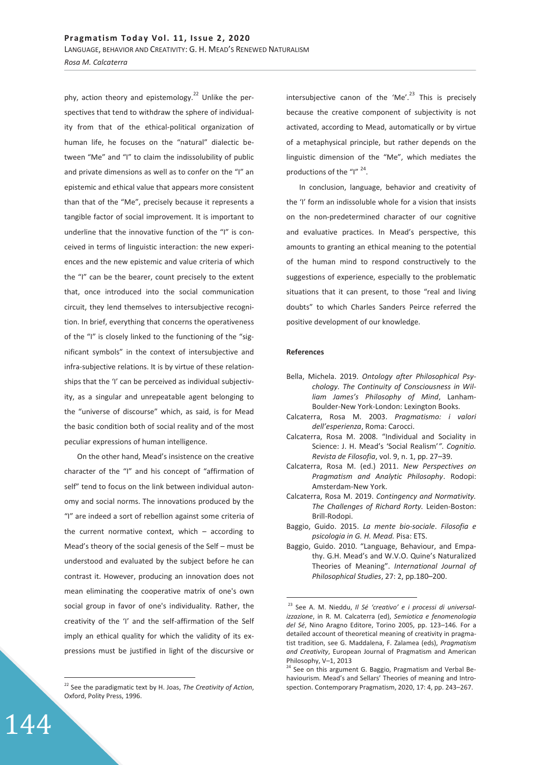phy, action theory and epistemology.[22] Unlike the perspectives that tend to withdraw the sphere of individuality from that of the ethical-political organization of human life, he focuses on the "natural" dialectic between "Me" and "I" to claim the indissolubility of public and private dimensions as well as to confer on the "I" an epistemic and ethical value that appears more consistent than that of the "Me", precisely because it represents a tangible factor of social improvement. It is important to underline that the innovative function of the "I" is conceived in terms of linguistic interaction: the new experiences and the new epistemic and value criteria of which the "I" can be the bearer, count precisely to the extent that, once introduced into the social communication circuit, they lend themselves to intersubjective recognition. In brief, everything that concerns the operativeness of the "I" is closely linked to the functioning of the "significant symbols" in the context of intersubjective and infra-subjective relations. It is by virtue of these relationships that the 'I' can be perceived as individual subjectivity, as a singular and unrepeatable agent belonging to the "universe of discourse" which, as said, is for Mead the basic condition both of social reality and of the most peculiar expressions of human intelligence.

On the other hand, Mead's insistence on the creative character of the "I" and his concept of "affirmation of self" tend to focus on the link between individual autonomy and social norms. The innovations produced by the "I" are indeed a sort of rebellion against some criteria of the current normative context, which – according to Mead's theory of the social genesis of the Self – must be understood and evaluated by the subject before he can contrast it. However, producing an innovation does not mean eliminating the cooperative matrix of one's own social group in favor of one's individuality. Rather, the creativity of the 'I' and the self-affirmation of the Self imply an ethical quality for which the validity of its expressions must be justified in light of the discursive or intersubjective canon of the 'Me'.[23] This is precisely because the creative component of subjectivity is not activated, according to Mead, automatically or by virtue of a metaphysical principle, but rather depends on the linguistic dimension of the "Me", which mediates the productions of the "I" [24].

In conclusion, language, behavior and creativity of the 'I' form an indissoluble whole for a vision that insists on the non-predetermined character of our cognitive and evaluative practices. In Mead's perspective, this amounts to granting an ethical meaning to the potential of the human mind to respond constructively to the suggestions of experience, especially to the problematic situations that it can present, to those "real and living doubts" to which Charles Sanders Peirce referred the positive development of our knowledge.

#### References

Bella, Michela. 2019. *Ontology after Philosophical Psychology. The Continuity of Consciousness in William James's Philosophy of Mind*, Lanham-Boulder-New York-London: Lexington Books.

Calcaterra, Rosa M. 2003. *Pragmatismo: i valori dell'esperienza*, Roma: Carocci.

Calcaterra, Rosa M. 2008. "Individual and Sociality in Science: J. H. Mead's 'Social Realism'". *Cognitio. Revista de Filosofia*, vol. 9, n. 1, pp. 27–39.

Calcaterra, Rosa M. (ed.) 2011. *New Perspectives on Pragmatism and Analytic Philosophy*. Rodopi: Amsterdam-New York.

Calcaterra, Rosa M. 2019. *Contingency and Normativity. The Challenges of Richard Rorty.* Leiden-Boston: Brill-Rodopi.

Baggio, Guido. 2015. *La mente bio-sociale. Filosofia e psicologia in G. H. Mead.* Pisa: ETS.

Baggio, Guido. 2010. "Language, Behaviour, and Empathy. G.H. Mead's and W.V.O. Quine's Naturalized Theories of Meaning". *International Journal of Philosophical Studies*, 27: 2, pp.180–200.

---

[22] See the paradigmatic text by H. Joas, *The Creativity of Action*, Oxford, Polity Press, 1996.

[23] See A. M. Nieddu, *Il Sé 'creativo' e i processi di universalizzazione*, in R. M. Calcaterra (ed), *Semiotica e fenomenologia del Sé*, Nino Aragno Editore, Torino 2005, pp. 123–146. For a detailed account of theoretical meaning of creativity in pragmatist tradition, see G. Maddalena, F. Zalamea (eds), *Pragmatism and Creativity*, European Journal of Pragmatism and American Philosophy, V–1, 2013

[24] See on this argument G. Baggio, Pragmatism and Verbal Behaviourism. Mead's and Sellars' Theories of meaning and Introspection. Contemporary Pragmatism, 2020, 17: 4, pp. 243–267.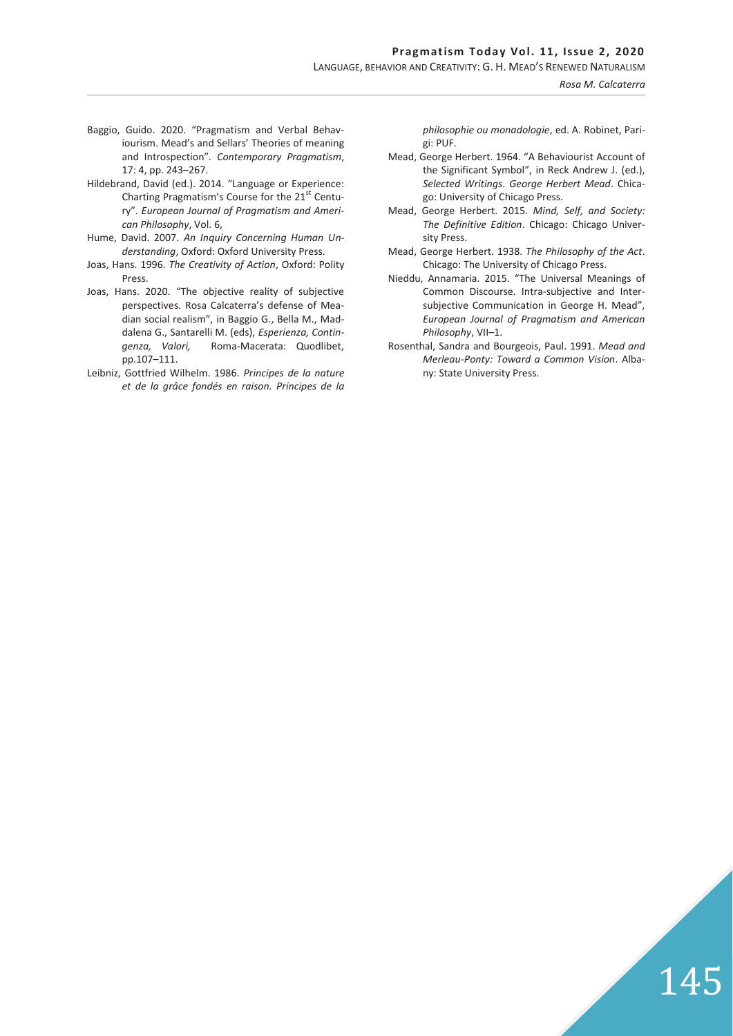Baggio, Guido. 2020. "Pragmatism and Verbal Behaviourism. Mead's and Sellars' Theories of meaning and Introspection". *Contemporary Pragmatism*, 17: 4, pp. 243–267.

Hildebrand, David (ed.). 2014. "Language or Experience: Charting Pragmatism's Course for the 21st Century". *European Journal of Pragmatism and American Philosophy*, Vol. 6,

Hume, David. 2007. *An Inquiry Concerning Human Understanding*, Oxford: Oxford University Press.

Joas, Hans. 1996. *The Creativity of Action*, Oxford: Polity Press.

Joas, Hans. 2020. "The objective reality of subjective perspectives. Rosa Calcaterra's defense of Meadian social realism", in Baggio G., Bella M., Maddalena G., Santarelli M. (eds), *Esperienza, Contingenza, Valori,* Roma-Macerata: Quodlibet, pp.107–111.

Leibniz, Gottfried Wilhelm. 1986. *Principes de la nature et de la grâce fondés en raison. Principes de la philosophie ou monadologie*, ed. A. Robinet, Parigi: PUF.

Mead, George Herbert. 1964. "A Behaviourist Account of the Significant Symbol", in Reck Andrew J. (ed.), *Selected Writings. George Herbert Mead*. Chicago: University of Chicago Press.

Mead, George Herbert. 2015. *Mind, Self, and Society: The Definitive Edition*. Chicago: Chicago University Press.

Mead, George Herbert. 1938. *The Philosophy of the Act*. Chicago: The University of Chicago Press.

Nieddu, Annamaria. 2015. "The Universal Meanings of Common Discourse. Intra-subjective and Intersubjective Communication in George H. Mead", *European Journal of Pragmatism and American Philosophy*, VII–1.

Rosenthal, Sandra and Bourgeois, Paul. 1991. *Mead and Merleau-Ponty: Toward a Common Vision*. Albany: State University Press.